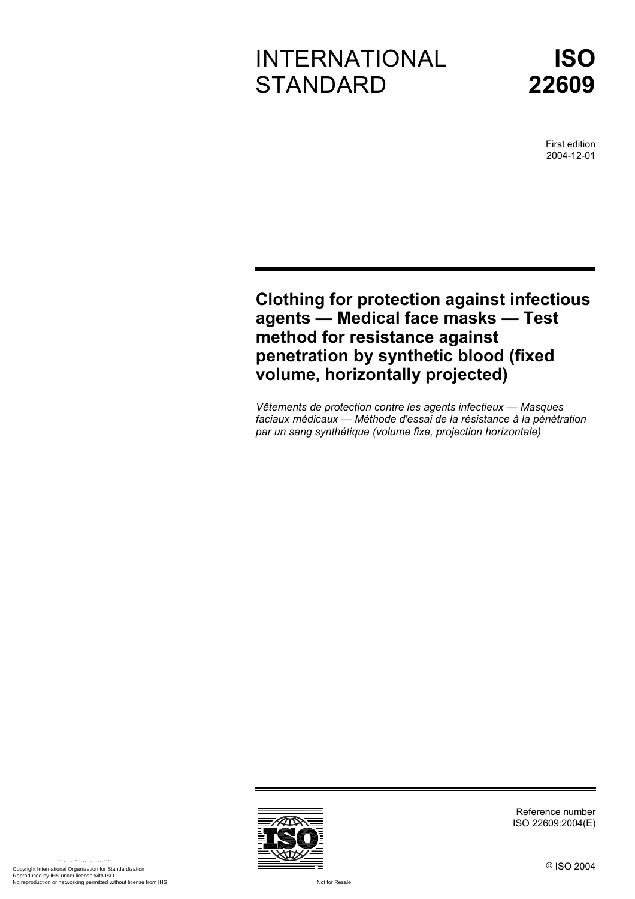# INTERNATIONAL STANDARD

# ISO 22609

First edition
2004-12-01

## Clothing for protection against infectious agents — Medical face masks — Test method for resistance against penetration by synthetic blood (fixed volume, horizontally projected)

*Vêtements de protection contre les agents infectieux — Masques faciaux médicaux — Méthode d'essai de la résistance à la pénétration par un sang synthétique (volume fixe, projection horizontale)*

Reference number
ISO 22609:2004(E)

© ISO 2004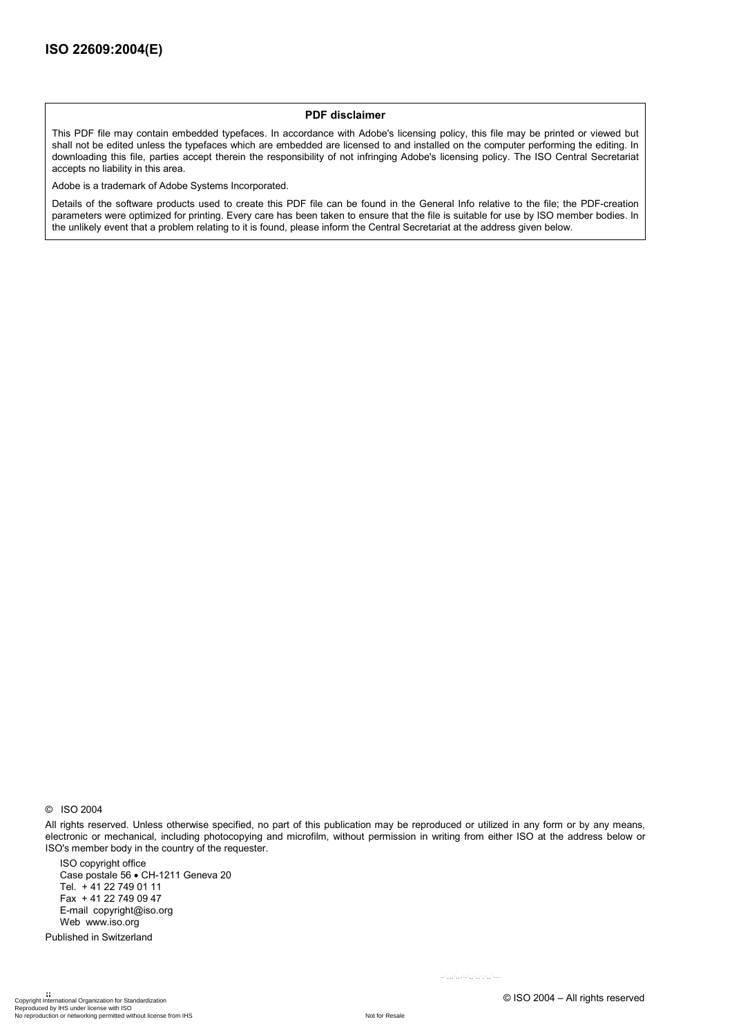**PDF disclaimer**

This PDF file may contain embedded typefaces. In accordance with Adobe's licensing policy, this file may be printed or viewed but shall not be edited unless the typefaces which are embedded are licensed to and installed on the computer performing the editing. In downloading this file, parties accept therein the responsibility of not infringing Adobe's licensing policy. The ISO Central Secretariat accepts no liability in this area.

Adobe is a trademark of Adobe Systems Incorporated.

Details of the software products used to create this PDF file can be found in the General Info relative to the file; the PDF-creation parameters were optimized for printing. Every care has been taken to ensure that the file is suitable for use by ISO member bodies. In the unlikely event that a problem relating to it is found, please inform the Central Secretariat at the address given below.

© ISO 2004

All rights reserved. Unless otherwise specified, no part of this publication may be reproduced or utilized in any form or by any means, electronic or mechanical, including photocopying and microfilm, without permission in writing from either ISO at the address below or ISO's member body in the country of the requester.

ISO copyright office
Case postale 56 • CH-1211 Geneva 20
Tel. + 41 22 749 01 11
Fax + 41 22 749 09 47
E-mail copyright@iso.org
Web www.iso.org

Published in Switzerland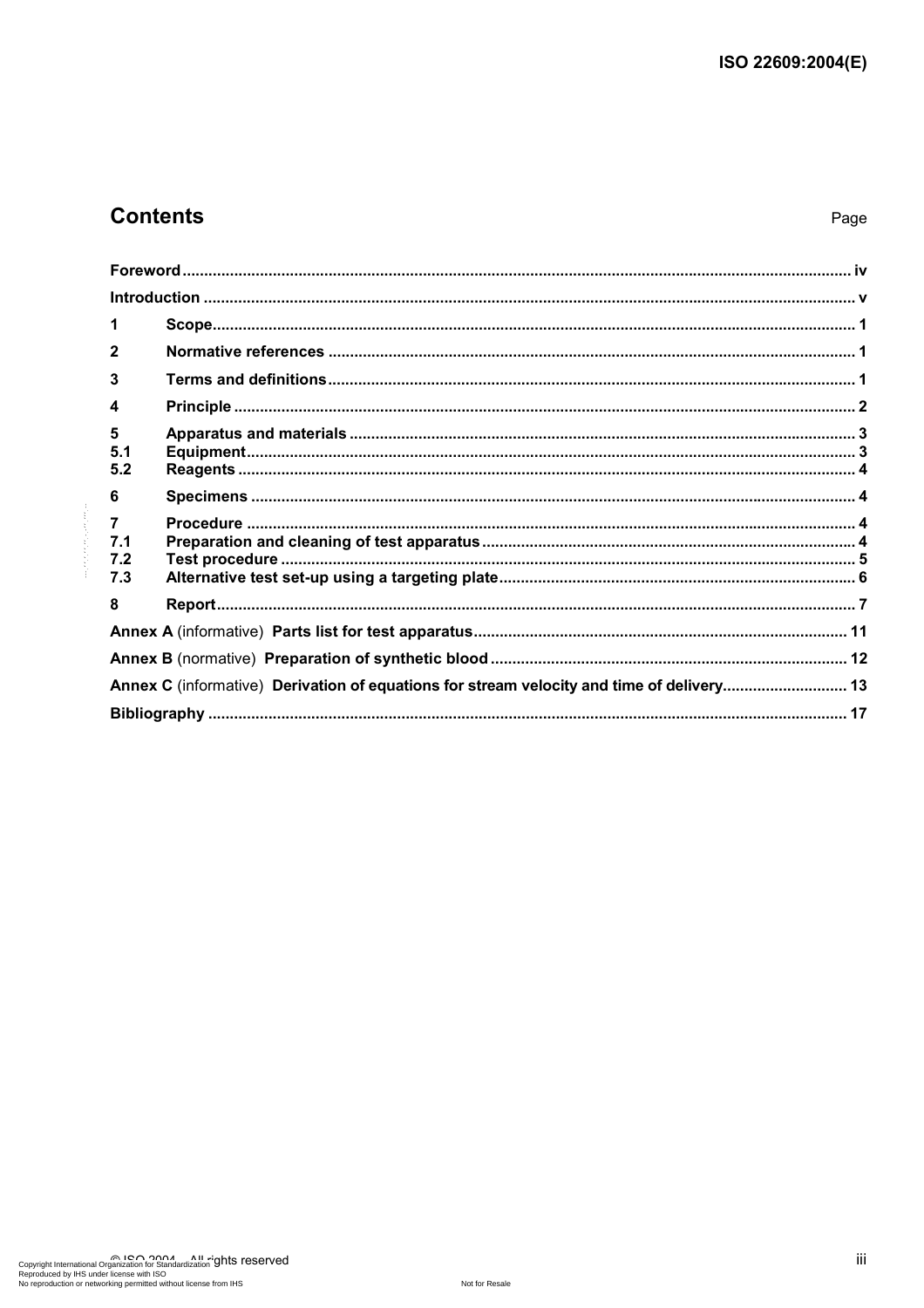## Contents

Page

| | | |
|---|---|---|
| **Foreword** | | **iv** |
| **Introduction** | | **v** |
| **1** | **Scope** | **1** |
| **2** | **Normative references** | **1** |
| **3** | **Terms and definitions** | **1** |
| **4** | **Principle** | **2** |
| **5** | **Apparatus and materials** | **3** |
| **5.1** | **Equipment** | **3** |
| **5.2** | **Reagents** | **4** |
| **6** | **Specimens** | **4** |
| **7** | **Procedure** | **4** |
| **7.1** | **Preparation and cleaning of test apparatus** | **4** |
| **7.2** | **Test procedure** | **5** |
| **7.3** | **Alternative test set-up using a targeting plate** | **6** |
| **8** | **Report** | **7** |
| **Annex A** (informative) **Parts list for test apparatus** | | **11** |
| **Annex B** (normative) **Preparation of synthetic blood** | | **12** |
| **Annex C** (informative) **Derivation of equations for stream velocity and time of delivery** | | **13** |
| **Bibliography** | | **17** |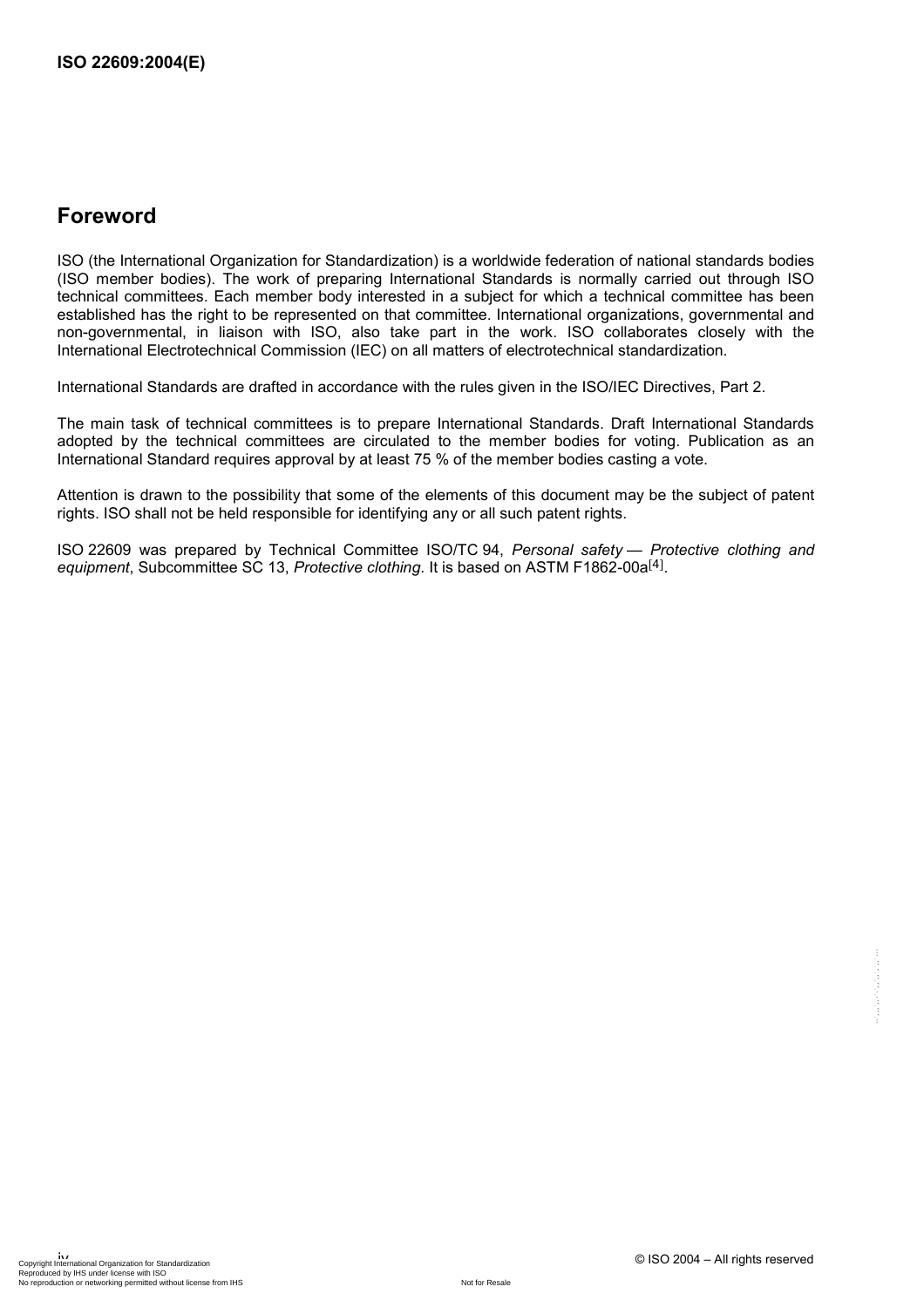## Foreword

ISO (the International Organization for Standardization) is a worldwide federation of national standards bodies (ISO member bodies). The work of preparing International Standards is normally carried out through ISO technical committees. Each member body interested in a subject for which a technical committee has been established has the right to be represented on that committee. International organizations, governmental and non-governmental, in liaison with ISO, also take part in the work. ISO collaborates closely with the International Electrotechnical Commission (IEC) on all matters of electrotechnical standardization.

International Standards are drafted in accordance with the rules given in the ISO/IEC Directives, Part 2.

The main task of technical committees is to prepare International Standards. Draft International Standards adopted by the technical committees are circulated to the member bodies for voting. Publication as an International Standard requires approval by at least 75 % of the member bodies casting a vote.

Attention is drawn to the possibility that some of the elements of this document may be the subject of patent rights. ISO shall not be held responsible for identifying any or all such patent rights.

ISO 22609 was prepared by Technical Committee ISO/TC 94, *Personal safety — Protective clothing and equipment*, Subcommittee SC 13, *Protective clothing*. It is based on ASTM F1862-00a[4].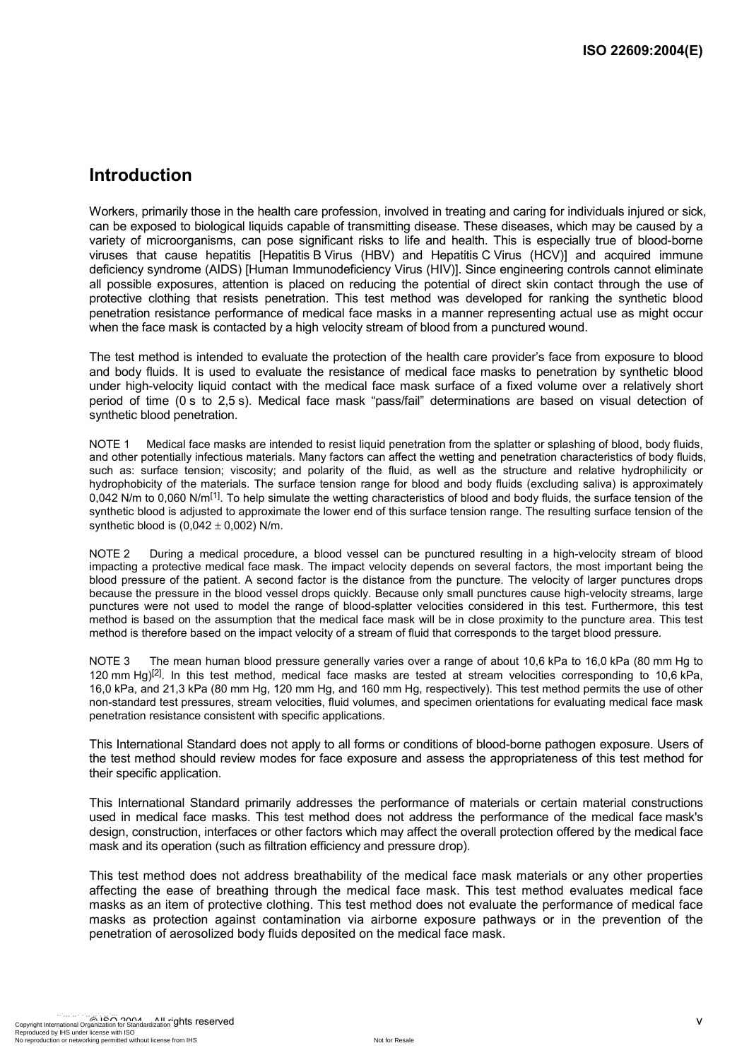## Introduction

Workers, primarily those in the health care profession, involved in treating and caring for individuals injured or sick, can be exposed to biological liquids capable of transmitting disease. These diseases, which may be caused by a variety of microorganisms, can pose significant risks to life and health. This is especially true of blood-borne viruses that cause hepatitis [Hepatitis B Virus (HBV) and Hepatitis C Virus (HCV)] and acquired immune deficiency syndrome (AIDS) [Human Immunodeficiency Virus (HIV)]. Since engineering controls cannot eliminate all possible exposures, attention is placed on reducing the potential of direct skin contact through the use of protective clothing that resists penetration. This test method was developed for ranking the synthetic blood penetration resistance performance of medical face masks in a manner representing actual use as might occur when the face mask is contacted by a high velocity stream of blood from a punctured wound.

The test method is intended to evaluate the protection of the health care provider's face from exposure to blood and body fluids. It is used to evaluate the resistance of medical face masks to penetration by synthetic blood under high-velocity liquid contact with the medical face mask surface of a fixed volume over a relatively short period of time (0 s to 2,5 s). Medical face mask "pass/fail" determinations are based on visual detection of synthetic blood penetration.

NOTE 1 Medical face masks are intended to resist liquid penetration from the splatter or splashing of blood, body fluids, and other potentially infectious materials. Many factors can affect the wetting and penetration characteristics of body fluids, such as: surface tension; viscosity; and polarity of the fluid, as well as the structure and relative hydrophilicity or hydrophobicity of the materials. The surface tension range for blood and body fluids (excluding saliva) is approximately 0,042 N/m to 0,060 N/m[1]. To help simulate the wetting characteristics of blood and body fluids, the surface tension of the synthetic blood is adjusted to approximate the lower end of this surface tension range. The resulting surface tension of the synthetic blood is $(0,042 \pm 0,002)$ N/m.

NOTE 2 During a medical procedure, a blood vessel can be punctured resulting in a high-velocity stream of blood impacting a protective medical face mask. The impact velocity depends on several factors, the most important being the blood pressure of the patient. A second factor is the distance from the puncture. The velocity of larger punctures drops because the pressure in the blood vessel drops quickly. Because only small punctures cause high-velocity streams, large punctures were not used to model the range of blood-splatter velocities considered in this test. Furthermore, this test method is based on the assumption that the medical face mask will be in close proximity to the puncture area. This test method is therefore based on the impact velocity of a stream of fluid that corresponds to the target blood pressure.

NOTE 3 The mean human blood pressure generally varies over a range of about 10,6 kPa to 16,0 kPa (80 mm Hg to 120 mm Hg)[2]. In this test method, medical face masks are tested at stream velocities corresponding to 10,6 kPa, 16,0 kPa, and 21,3 kPa (80 mm Hg, 120 mm Hg, and 160 mm Hg, respectively). This test method permits the use of other non-standard test pressures, stream velocities, fluid volumes, and specimen orientations for evaluating medical face mask penetration resistance consistent with specific applications.

This International Standard does not apply to all forms or conditions of blood-borne pathogen exposure. Users of the test method should review modes for face exposure and assess the appropriateness of this test method for their specific application.

This International Standard primarily addresses the performance of materials or certain material constructions used in medical face masks. This test method does not address the performance of the medical face mask's design, construction, interfaces or other factors which may affect the overall protection offered by the medical face mask and its operation (such as filtration efficiency and pressure drop).

This test method does not address breathability of the medical face mask materials or any other properties affecting the ease of breathing through the medical face mask. This test method evaluates medical face masks as an item of protective clothing. This test method does not evaluate the performance of medical face masks as protection against contamination via airborne exposure pathways or in the prevention of the penetration of aerosolized body fluids deposited on the medical face mask.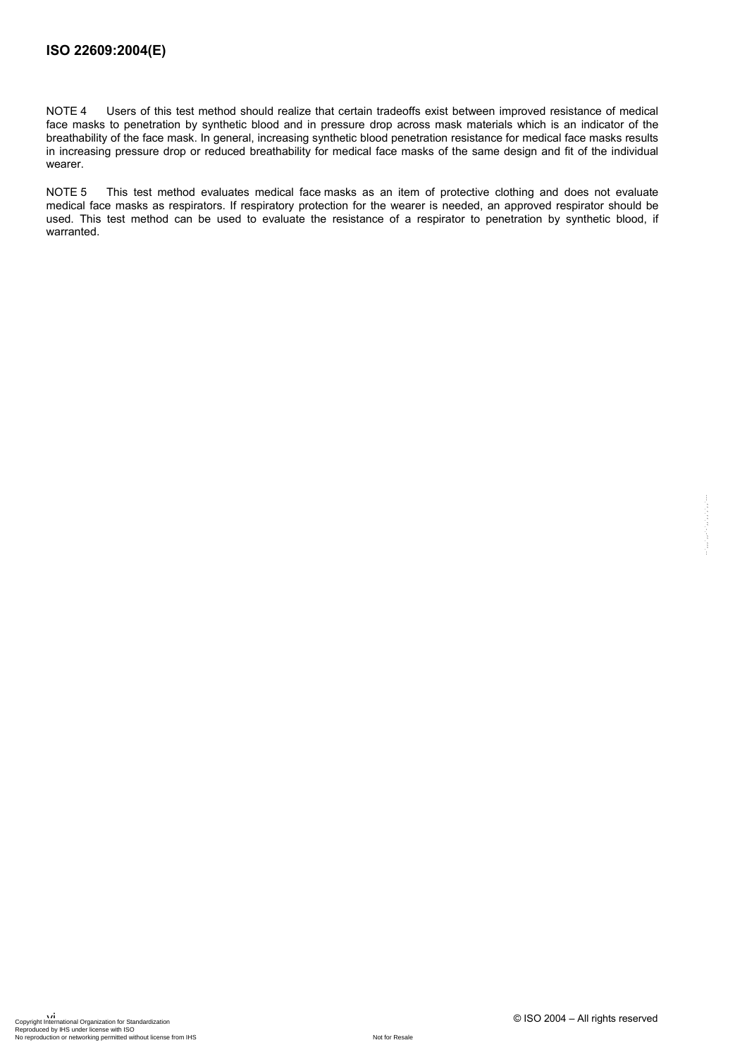NOTE 4 Users of this test method should realize that certain tradeoffs exist between improved resistance of medical face masks to penetration by synthetic blood and in pressure drop across mask materials which is an indicator of the breathability of the face mask. In general, increasing synthetic blood penetration resistance for medical face masks results in increasing pressure drop or reduced breathability for medical face masks of the same design and fit of the individual wearer.

NOTE 5 This test method evaluates medical face masks as an item of protective clothing and does not evaluate medical face masks as respirators. If respiratory protection for the wearer is needed, an approved respirator should be used. This test method can be used to evaluate the resistance of a respirator to penetration by synthetic blood, if warranted.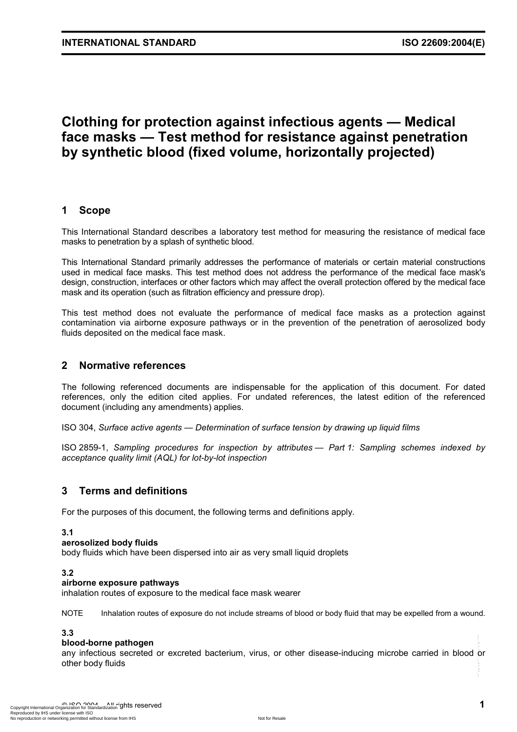# Clothing for protection against infectious agents — Medical face masks — Test method for resistance against penetration by synthetic blood (fixed volume, horizontally projected)

## 1 Scope

This International Standard describes a laboratory test method for measuring the resistance of medical face masks to penetration by a splash of synthetic blood.

This International Standard primarily addresses the performance of materials or certain material constructions used in medical face masks. This test method does not address the performance of the medical face mask's design, construction, interfaces or other factors which may affect the overall protection offered by the medical face mask and its operation (such as filtration efficiency and pressure drop).

This test method does not evaluate the performance of medical face masks as a protection against contamination via airborne exposure pathways or in the prevention of the penetration of aerosolized body fluids deposited on the medical face mask.

## 2 Normative references

The following referenced documents are indispensable for the application of this document. For dated references, only the edition cited applies. For undated references, the latest edition of the referenced document (including any amendments) applies.

ISO 304, *Surface active agents — Determination of surface tension by drawing up liquid films*

ISO 2859-1, *Sampling procedures for inspection by attributes — Part 1: Sampling schemes indexed by acceptance quality limit (AQL) for lot-by-lot inspection*

## 3 Terms and definitions

For the purposes of this document, the following terms and definitions apply.

**3.1**
**aerosolized body fluids**
body fluids which have been dispersed into air as very small liquid droplets

**3.2**
**airborne exposure pathways**
inhalation routes of exposure to the medical face mask wearer

NOTE Inhalation routes of exposure do not include streams of blood or body fluid that may be expelled from a wound.

**3.3**
**blood-borne pathogen**
any infectious secreted or excreted bacterium, virus, or other disease-inducing microbe carried in blood or other body fluids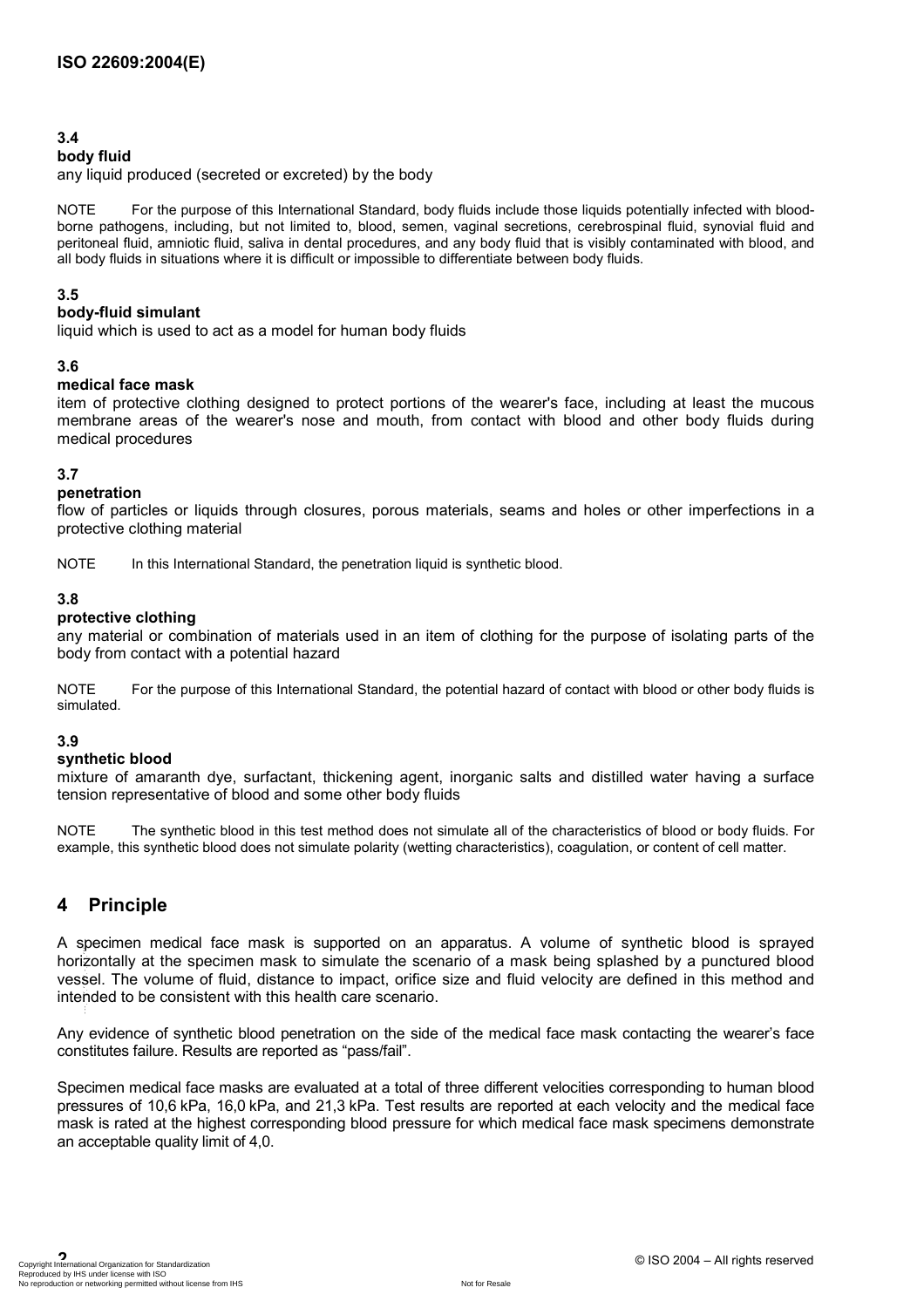**3.4**

**body fluid**

any liquid produced (secreted or excreted) by the body

NOTE For the purpose of this International Standard, body fluids include those liquids potentially infected with blood-borne pathogens, including, but not limited to, blood, semen, vaginal secretions, cerebrospinal fluid, synovial fluid and peritoneal fluid, amniotic fluid, saliva in dental procedures, and any body fluid that is visibly contaminated with blood, and all body fluids in situations where it is difficult or impossible to differentiate between body fluids.

**3.5**

**body-fluid simulant**

liquid which is used to act as a model for human body fluids

**3.6**

**medical face mask**

item of protective clothing designed to protect portions of the wearer's face, including at least the mucous membrane areas of the wearer's nose and mouth, from contact with blood and other body fluids during medical procedures

**3.7**

**penetration**

flow of particles or liquids through closures, porous materials, seams and holes or other imperfections in a protective clothing material

NOTE In this International Standard, the penetration liquid is synthetic blood.

**3.8**

**protective clothing**

any material or combination of materials used in an item of clothing for the purpose of isolating parts of the body from contact with a potential hazard

NOTE For the purpose of this International Standard, the potential hazard of contact with blood or other body fluids is simulated.

**3.9**

**synthetic blood**

mixture of amaranth dye, surfactant, thickening agent, inorganic salts and distilled water having a surface tension representative of blood and some other body fluids

NOTE The synthetic blood in this test method does not simulate all of the characteristics of blood or body fluids. For example, this synthetic blood does not simulate polarity (wetting characteristics), coagulation, or content of cell matter.

## 4 Principle

A specimen medical face mask is supported on an apparatus. A volume of synthetic blood is sprayed horizontally at the specimen mask to simulate the scenario of a mask being splashed by a punctured blood vessel. The volume of fluid, distance to impact, orifice size and fluid velocity are defined in this method and intended to be consistent with this health care scenario.

Any evidence of synthetic blood penetration on the side of the medical face mask contacting the wearer's face constitutes failure. Results are reported as "pass/fail".

Specimen medical face masks are evaluated at a total of three different velocities corresponding to human blood pressures of 10,6 kPa, 16,0 kPa, and 21,3 kPa. Test results are reported at each velocity and the medical face mask is rated at the highest corresponding blood pressure for which medical face mask specimens demonstrate an acceptable quality limit of 4,0.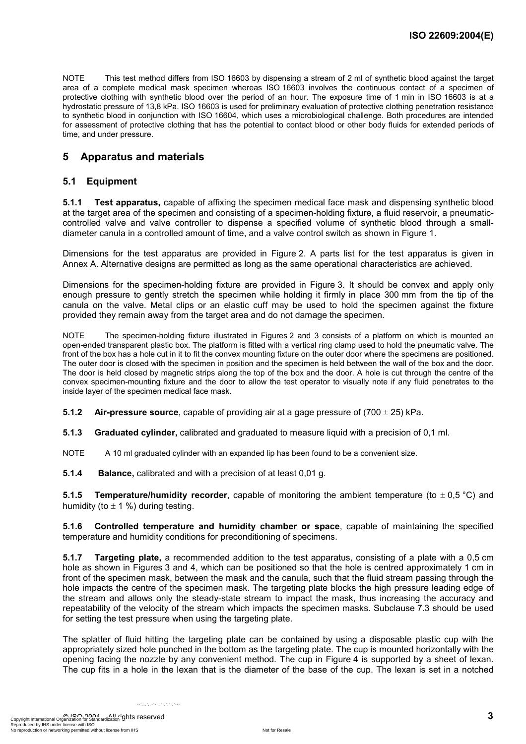NOTE This test method differs from ISO 16603 by dispensing a stream of 2 ml of synthetic blood against the target area of a complete medical mask specimen whereas ISO 16603 involves the continuous contact of a specimen of protective clothing with synthetic blood over the period of an hour. The exposure time of 1 min in ISO 16603 is at a hydrostatic pressure of 13,8 kPa. ISO 16603 is used for preliminary evaluation of protective clothing penetration resistance to synthetic blood in conjunction with ISO 16604, which uses a microbiological challenge. Both procedures are intended for assessment of protective clothing that has the potential to contact blood or other body fluids for extended periods of time, and under pressure.

## 5 Apparatus and materials

### 5.1 Equipment

**5.1.1 Test apparatus,** capable of affixing the specimen medical face mask and dispensing synthetic blood at the target area of the specimen and consisting of a specimen-holding fixture, a fluid reservoir, a pneumatic-controlled valve and valve controller to dispense a specified volume of synthetic blood through a small-diameter canula in a controlled amount of time, and a valve control switch as shown in Figure 1.

Dimensions for the test apparatus are provided in Figure 2. A parts list for the test apparatus is given in Annex A. Alternative designs are permitted as long as the same operational characteristics are achieved.

Dimensions for the specimen-holding fixture are provided in Figure 3. It should be convex and apply only enough pressure to gently stretch the specimen while holding it firmly in place 300 mm from the tip of the canula on the valve. Metal clips or an elastic cuff may be used to hold the specimen against the fixture provided they remain away from the target area and do not damage the specimen.

NOTE The specimen-holding fixture illustrated in Figures 2 and 3 consists of a platform on which is mounted an open-ended transparent plastic box. The platform is fitted with a vertical ring clamp used to hold the pneumatic valve. The front of the box has a hole cut in it to fit the convex mounting fixture on the outer door where the specimens are positioned. The outer door is closed with the specimen in position and the specimen is held between the wall of the box and the door. The door is held closed by magnetic strips along the top of the box and the door. A hole is cut through the centre of the convex specimen-mounting fixture and the door to allow the test operator to visually note if any fluid penetrates to the inside layer of the specimen medical face mask.

**5.1.2 Air-pressure source**, capable of providing air at a gage pressure of (700 ± 25) kPa.

**5.1.3 Graduated cylinder,** calibrated and graduated to measure liquid with a precision of 0,1 ml.

NOTE A 10 ml graduated cylinder with an expanded lip has been found to be a convenient size.

**5.1.4 Balance,** calibrated and with a precision of at least 0,01 g.

**5.1.5 Temperature/humidity recorder**, capable of monitoring the ambient temperature (to ± 0,5 °C) and humidity (to ± 1 %) during testing.

**5.1.6 Controlled temperature and humidity chamber or space**, capable of maintaining the specified temperature and humidity conditions for preconditioning of specimens.

**5.1.7 Targeting plate,** a recommended addition to the test apparatus, consisting of a plate with a 0,5 cm hole as shown in Figures 3 and 4, which can be positioned so that the hole is centred approximately 1 cm in front of the specimen mask, between the mask and the canula, such that the fluid stream passing through the hole impacts the centre of the specimen mask. The targeting plate blocks the high pressure leading edge of the stream and allows only the steady-state stream to impact the mask, thus increasing the accuracy and repeatability of the velocity of the stream which impacts the specimen masks. Subclause 7.3 should be used for setting the test pressure when using the targeting plate.

The splatter of fluid hitting the targeting plate can be contained by using a disposable plastic cup with the appropriately sized hole punched in the bottom as the targeting plate. The cup is mounted horizontally with the opening facing the nozzle by any convenient method. The cup in Figure 4 is supported by a sheet of lexan. The cup fits in a hole in the lexan that is the diameter of the base of the cup. The lexan is set in a notched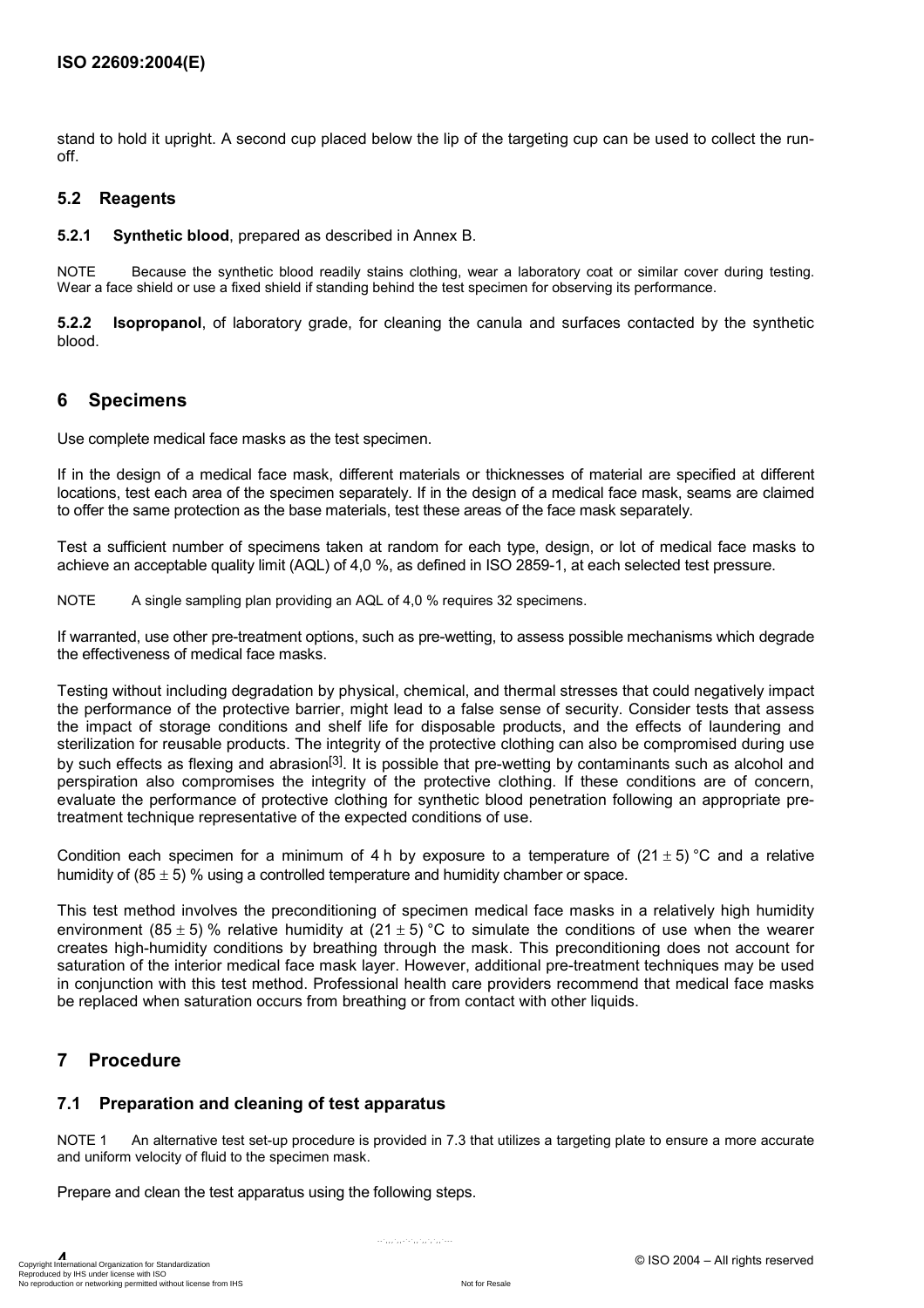stand to hold it upright. A second cup placed below the lip of the targeting cup can be used to collect the run-off.

### 5.2 Reagents

**5.2.1 Synthetic blood**, prepared as described in Annex B.

NOTE Because the synthetic blood readily stains clothing, wear a laboratory coat or similar cover during testing. Wear a face shield or use a fixed shield if standing behind the test specimen for observing its performance.

**5.2.2 Isopropanol**, of laboratory grade, for cleaning the canula and surfaces contacted by the synthetic blood.

## 6 Specimens

Use complete medical face masks as the test specimen.

If in the design of a medical face mask, different materials or thicknesses of material are specified at different locations, test each area of the specimen separately. If in the design of a medical face mask, seams are claimed to offer the same protection as the base materials, test these areas of the face mask separately.

Test a sufficient number of specimens taken at random for each type, design, or lot of medical face masks to achieve an acceptable quality limit (AQL) of 4,0 %, as defined in ISO 2859-1, at each selected test pressure.

NOTE A single sampling plan providing an AQL of 4,0 % requires 32 specimens.

If warranted, use other pre-treatment options, such as pre-wetting, to assess possible mechanisms which degrade the effectiveness of medical face masks.

Testing without including degradation by physical, chemical, and thermal stresses that could negatively impact the performance of the protective barrier, might lead to a false sense of security. Consider tests that assess the impact of storage conditions and shelf life for disposable products, and the effects of laundering and sterilization for reusable products. The integrity of the protective clothing can also be compromised during use by such effects as flexing and abrasion[3]. It is possible that pre-wetting by contaminants such as alcohol and perspiration also compromises the integrity of the protective clothing. If these conditions are of concern, evaluate the performance of protective clothing for synthetic blood penetration following an appropriate pre-treatment technique representative of the expected conditions of use.

Condition each specimen for a minimum of 4 h by exposure to a temperature of $(21 \pm 5)$ °C and a relative humidity of $(85 \pm 5)$ % using a controlled temperature and humidity chamber or space.

This test method involves the preconditioning of specimen medical face masks in a relatively high humidity environment $(85 \pm 5)$ % relative humidity at $(21 \pm 5)$ °C to simulate the conditions of use when the wearer creates high-humidity conditions by breathing through the mask. This preconditioning does not account for saturation of the interior medical face mask layer. However, additional pre-treatment techniques may be used in conjunction with this test method. Professional health care providers recommend that medical face masks be replaced when saturation occurs from breathing or from contact with other liquids.

## 7 Procedure

### 7.1 Preparation and cleaning of test apparatus

NOTE 1 An alternative test set-up procedure is provided in 7.3 that utilizes a targeting plate to ensure a more accurate and uniform velocity of fluid to the specimen mask.

Prepare and clean the test apparatus using the following steps.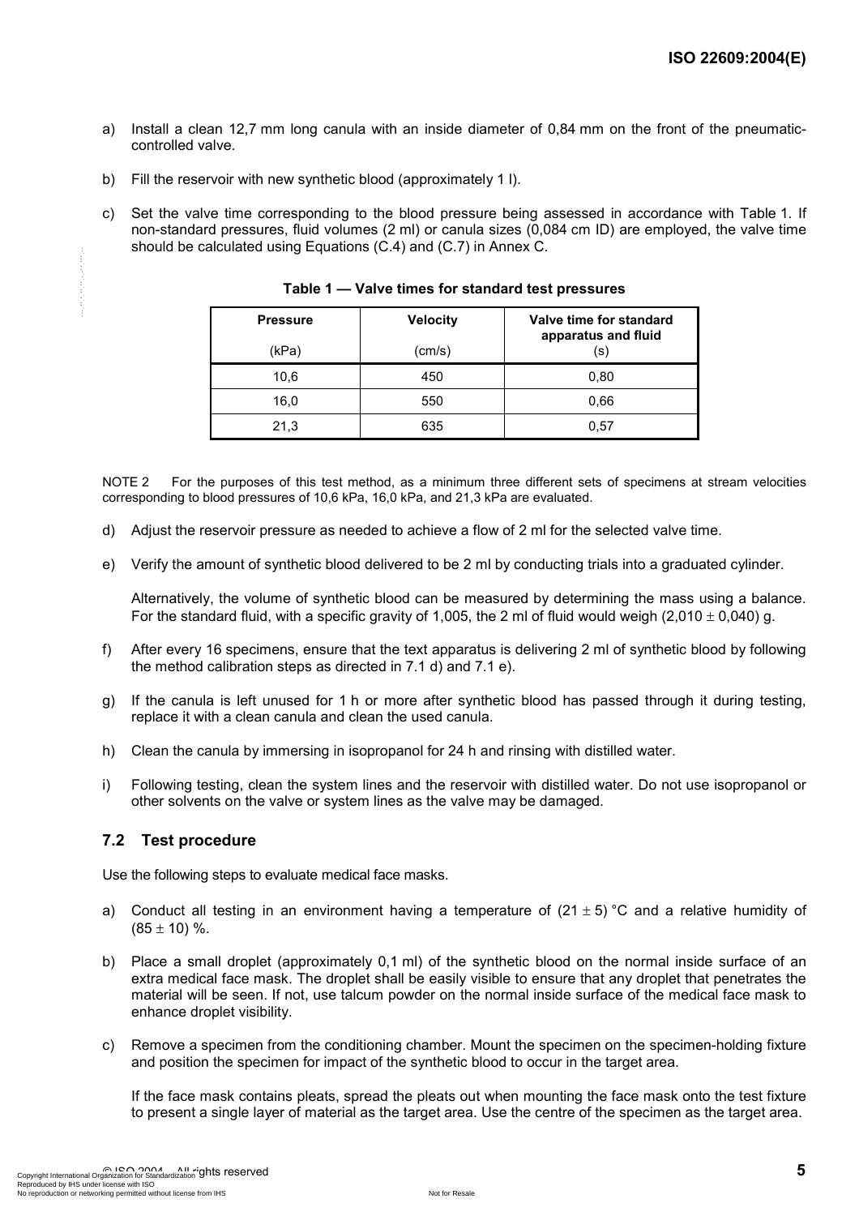a) Install a clean 12,7 mm long canula with an inside diameter of 0,84 mm on the front of the pneumatic-controlled valve.

b) Fill the reservoir with new synthetic blood (approximately 1 l).

c) Set the valve time corresponding to the blood pressure being assessed in accordance with Table 1. If non-standard pressures, fluid volumes (2 ml) or canula sizes (0,084 cm ID) are employed, the valve time should be calculated using Equations (C.4) and (C.7) in Annex C.

**Table 1 — Valve times for standard test pressures**

| Pressure (kPa) | Velocity (cm/s) | Valve time for standard apparatus and fluid (s) |
|---|---|---|
| 10,6 | 450 | 0,80 |
| 16,0 | 550 | 0,66 |
| 21,3 | 635 | 0,57 |

NOTE 2 For the purposes of this test method, as a minimum three different sets of specimens at stream velocities corresponding to blood pressures of 10,6 kPa, 16,0 kPa, and 21,3 kPa are evaluated.

d) Adjust the reservoir pressure as needed to achieve a flow of 2 ml for the selected valve time.

e) Verify the amount of synthetic blood delivered to be 2 ml by conducting trials into a graduated cylinder.

Alternatively, the volume of synthetic blood can be measured by determining the mass using a balance. For the standard fluid, with a specific gravity of 1,005, the 2 ml of fluid would weigh (2,010 ± 0,040) g.

f) After every 16 specimens, ensure that the text apparatus is delivering 2 ml of synthetic blood by following the method calibration steps as directed in 7.1 d) and 7.1 e).

g) If the canula is left unused for 1 h or more after synthetic blood has passed through it during testing, replace it with a clean canula and clean the used canula.

h) Clean the canula by immersing in isopropanol for 24 h and rinsing with distilled water.

i) Following testing, clean the system lines and the reservoir with distilled water. Do not use isopropanol or other solvents on the valve or system lines as the valve may be damaged.

## 7.2 Test procedure

Use the following steps to evaluate medical face masks.

a) Conduct all testing in an environment having a temperature of (21 ± 5) °C and a relative humidity of (85 ± 10) %.

b) Place a small droplet (approximately 0,1 ml) of the synthetic blood on the normal inside surface of an extra medical face mask. The droplet shall be easily visible to ensure that any droplet that penetrates the material will be seen. If not, use talcum powder on the normal inside surface of the medical face mask to enhance droplet visibility.

c) Remove a specimen from the conditioning chamber. Mount the specimen on the specimen-holding fixture and position the specimen for impact of the synthetic blood to occur in the target area.

If the face mask contains pleats, spread the pleats out when mounting the face mask onto the test fixture to present a single layer of material as the target area. Use the centre of the specimen as the target area.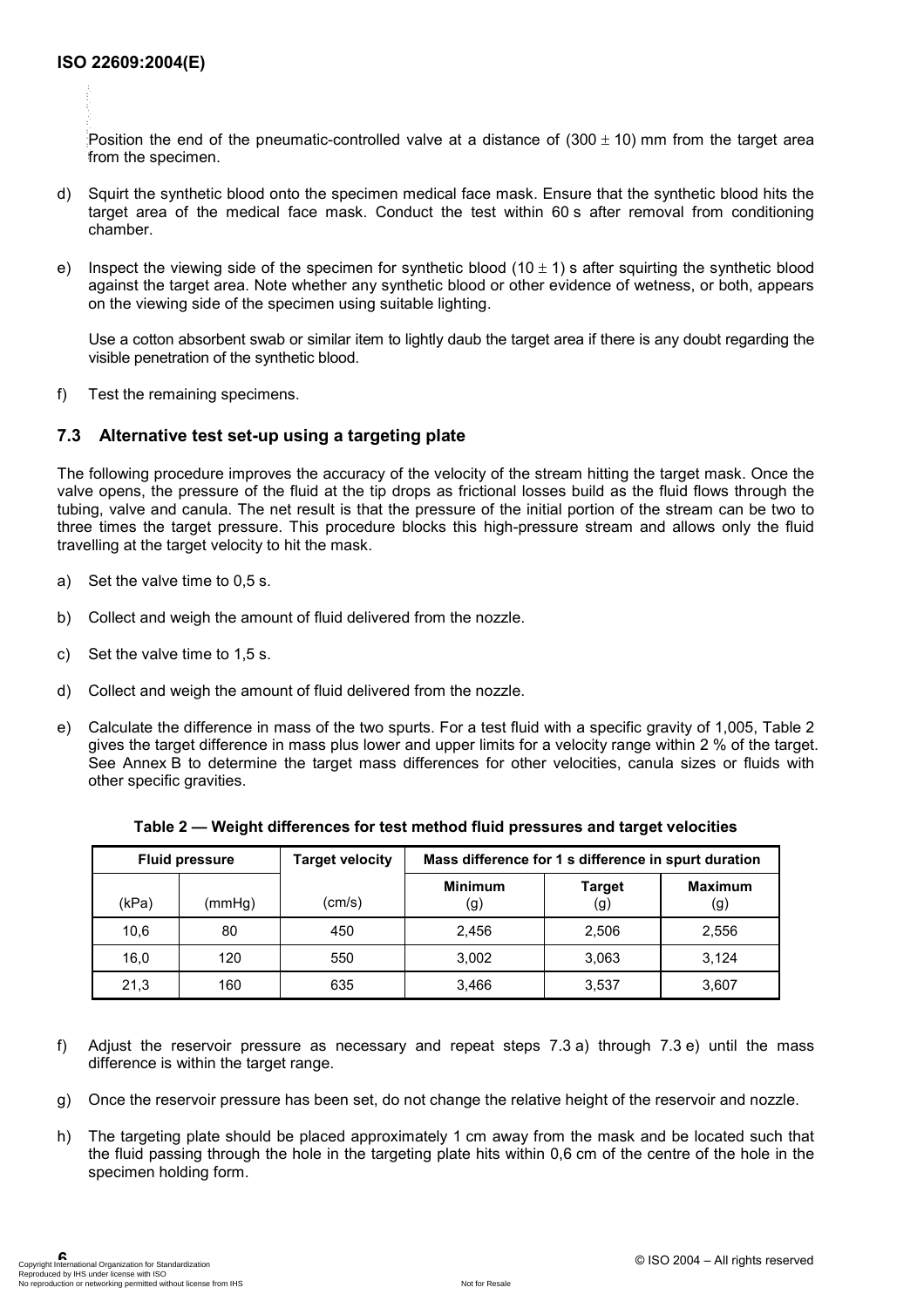Position the end of the pneumatic-controlled valve at a distance of (300 ± 10) mm from the target area from the specimen.

d) Squirt the synthetic blood onto the specimen medical face mask. Ensure that the synthetic blood hits the target area of the medical face mask. Conduct the test within 60 s after removal from conditioning chamber.

e) Inspect the viewing side of the specimen for synthetic blood (10 ± 1) s after squirting the synthetic blood against the target area. Note whether any synthetic blood or other evidence of wetness, or both, appears on the viewing side of the specimen using suitable lighting.

   Use a cotton absorbent swab or similar item to lightly daub the target area if there is any doubt regarding the visible penetration of the synthetic blood.

f) Test the remaining specimens.

### 7.3 Alternative test set-up using a targeting plate

The following procedure improves the accuracy of the velocity of the stream hitting the target mask. Once the valve opens, the pressure of the fluid at the tip drops as frictional losses build as the fluid flows through the tubing, valve and canula. The net result is that the pressure of the initial portion of the stream can be two to three times the target pressure. This procedure blocks this high-pressure stream and allows only the fluid travelling at the target velocity to hit the mask.

a) Set the valve time to 0,5 s.

b) Collect and weigh the amount of fluid delivered from the nozzle.

c) Set the valve time to 1,5 s.

d) Collect and weigh the amount of fluid delivered from the nozzle.

e) Calculate the difference in mass of the two spurts. For a test fluid with a specific gravity of 1,005, Table 2 gives the target difference in mass plus lower and upper limits for a velocity range within 2 % of the target. See Annex B to determine the target mass differences for other velocities, canula sizes or fluids with other specific gravities.

**Table 2 — Weight differences for test method fluid pressures and target velocities**

| Fluid pressure | | Target velocity | Mass difference for 1 s difference in spurt duration | | |
|---|---|---|---|---|---|
| (kPa) | (mmHg) | (cm/s) | **Minimum** (g) | **Target** (g) | **Maximum** (g) |
| 10,6 | 80 | 450 | 2,456 | 2,506 | 2,556 |
| 16,0 | 120 | 550 | 3,002 | 3,063 | 3,124 |
| 21,3 | 160 | 635 | 3,466 | 3,537 | 3,607 |

f) Adjust the reservoir pressure as necessary and repeat steps 7.3 a) through 7.3 e) until the mass difference is within the target range.

g) Once the reservoir pressure has been set, do not change the relative height of the reservoir and nozzle.

h) The targeting plate should be placed approximately 1 cm away from the mask and be located such that the fluid passing through the hole in the targeting plate hits within 0,6 cm of the centre of the hole in the specimen holding form.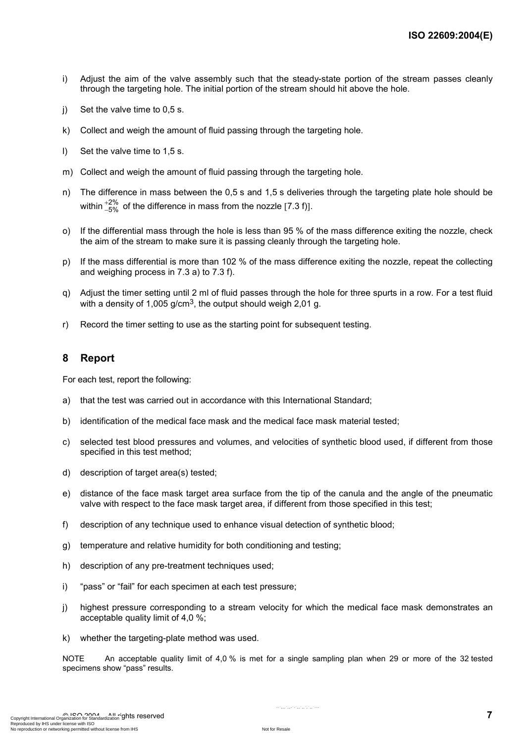i) Adjust the aim of the valve assembly such that the steady-state portion of the stream passes cleanly through the targeting hole. The initial portion of the stream should hit above the hole.

j) Set the valve time to 0,5 s.

k) Collect and weigh the amount of fluid passing through the targeting hole.

l) Set the valve time to 1,5 s.

m) Collect and weigh the amount of fluid passing through the targeting hole.

n) The difference in mass between the 0,5 s and 1,5 s deliveries through the targeting plate hole should be within $^{+2\%}_{-5\%}$ of the difference in mass from the nozzle [7.3 f)].

o) If the differential mass through the hole is less than 95 % of the mass difference exiting the nozzle, check the aim of the stream to make sure it is passing cleanly through the targeting hole.

p) If the mass differential is more than 102 % of the mass difference exiting the nozzle, repeat the collecting and weighing process in 7.3 a) to 7.3 f).

q) Adjust the timer setting until 2 ml of fluid passes through the hole for three spurts in a row. For a test fluid with a density of 1,005 g/cm$^3$, the output should weigh 2,01 g.

r) Record the timer setting to use as the starting point for subsequent testing.

## 8 Report

For each test, report the following:

a) that the test was carried out in accordance with this International Standard;

b) identification of the medical face mask and the medical face mask material tested;

c) selected test blood pressures and volumes, and velocities of synthetic blood used, if different from those specified in this test method;

d) description of target area(s) tested;

e) distance of the face mask target area surface from the tip of the canula and the angle of the pneumatic valve with respect to the face mask target area, if different from those specified in this test;

f) description of any technique used to enhance visual detection of synthetic blood;

g) temperature and relative humidity for both conditioning and testing;

h) description of any pre-treatment techniques used;

i) "pass" or "fail" for each specimen at each test pressure;

j) highest pressure corresponding to a stream velocity for which the medical face mask demonstrates an acceptable quality limit of 4,0 %;

k) whether the targeting-plate method was used.

NOTE An acceptable quality limit of 4,0 % is met for a single sampling plan when 29 or more of the 32 tested specimens show "pass" results.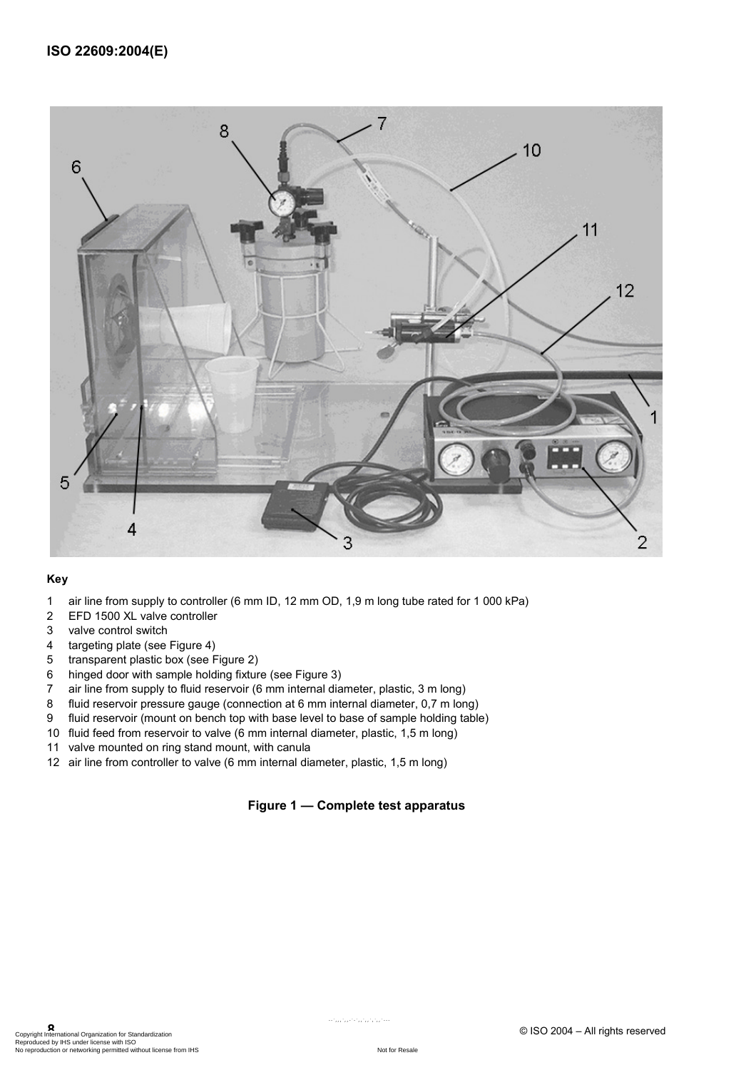**Key**

1 air line from supply to controller (6 mm ID, 12 mm OD, 1,9 m long tube rated for 1 000 kPa)
2 EFD 1500 XL valve controller
3 valve control switch
4 targeting plate (see Figure 4)
5 transparent plastic box (see Figure 2)
6 hinged door with sample holding fixture (see Figure 3)
7 air line from supply to fluid reservoir (6 mm internal diameter, plastic, 3 m long)
8 fluid reservoir pressure gauge (connection at 6 mm internal diameter, 0,7 m long)
9 fluid reservoir (mount on bench top with base level to base of sample holding table)
10 fluid feed from reservoir to valve (6 mm internal diameter, plastic, 1,5 m long)
11 valve mounted on ring stand mount, with canula
12 air line from controller to valve (6 mm internal diameter, plastic, 1,5 m long)

**Figure 1 — Complete test apparatus**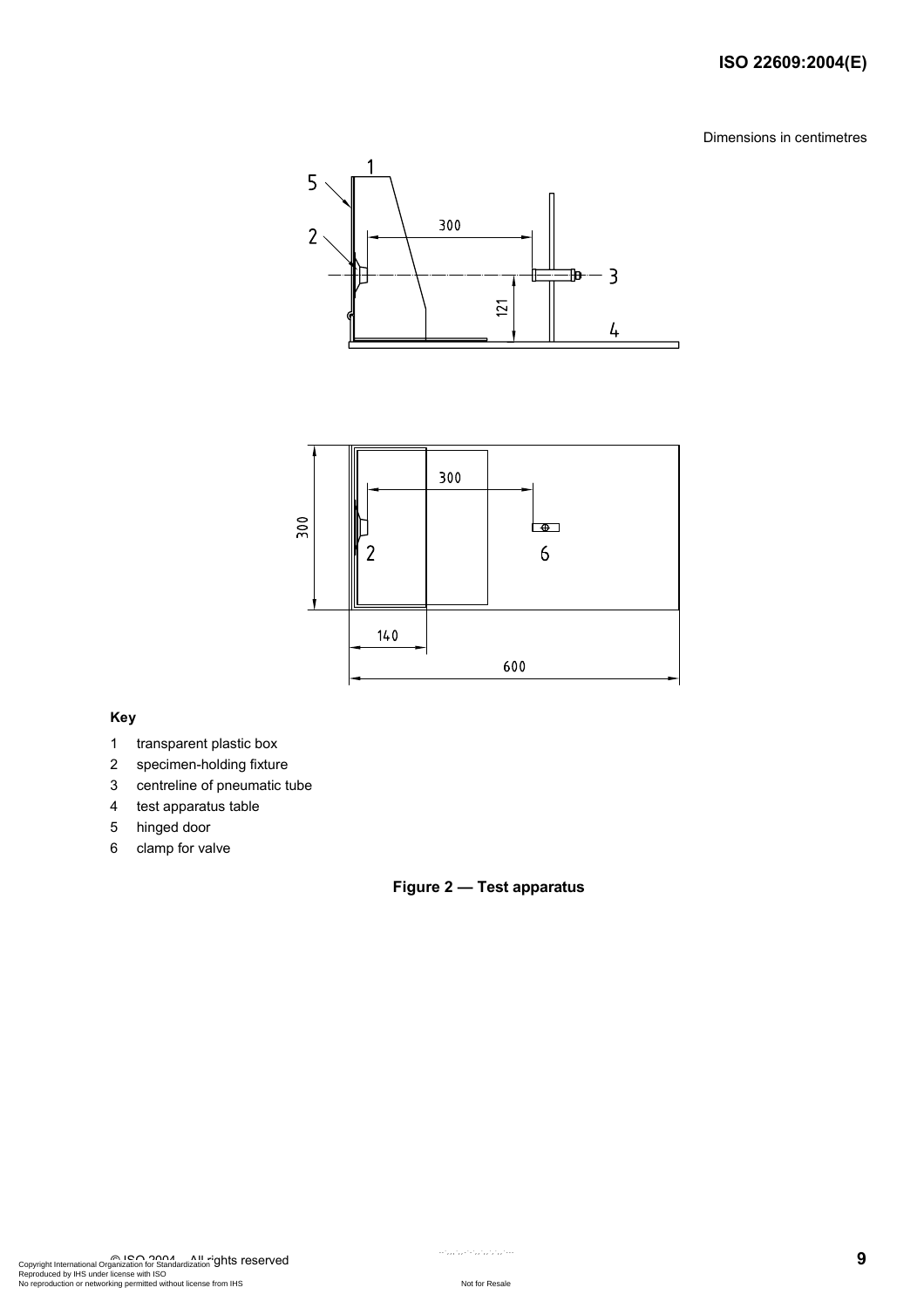Dimensions in centimetres

**Key**

1 transparent plastic box
2 specimen-holding fixture
3 centreline of pneumatic tube
4 test apparatus table
5 hinged door
6 clamp for valve

**Figure 2 — Test apparatus**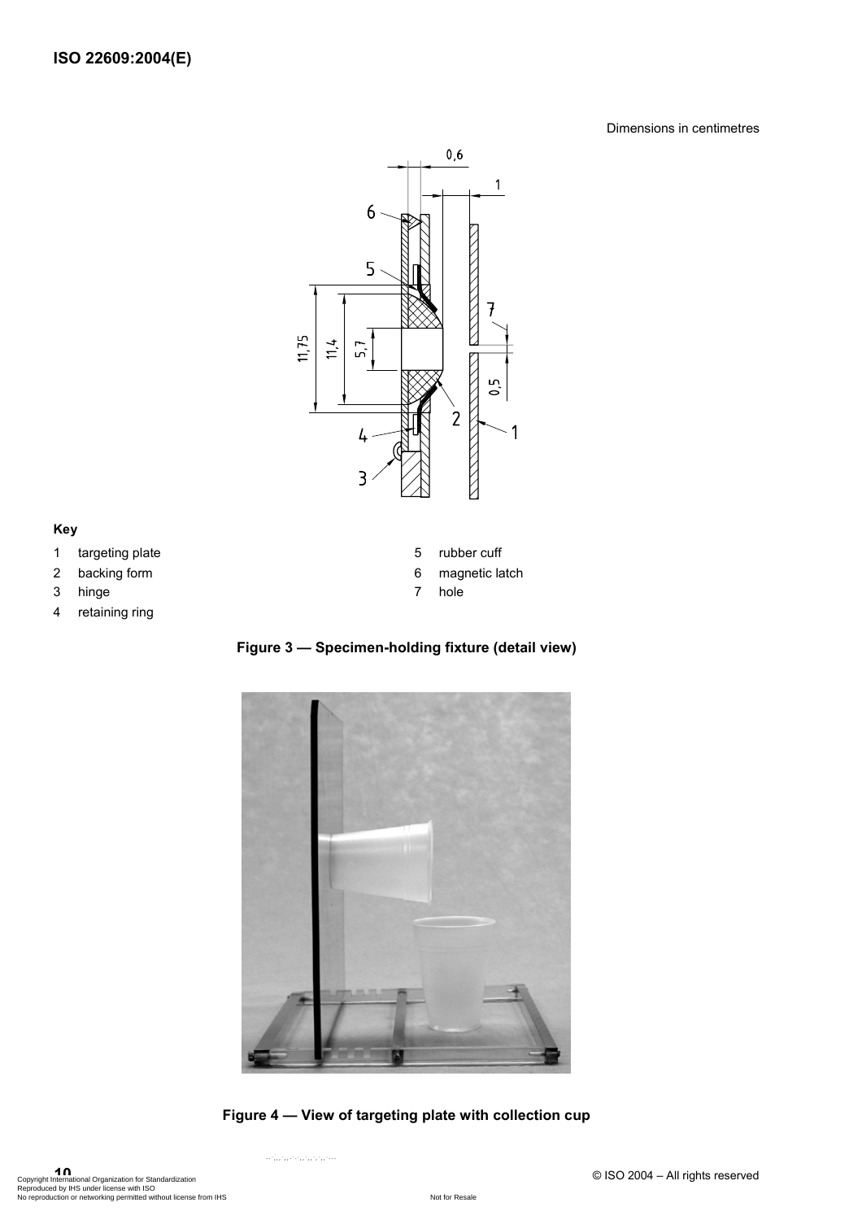Dimensions in centimetres

**Key**

1 targeting plate

2 backing form

3 hinge

4 retaining ring

5 rubber cuff

6 magnetic latch

7 hole

**Figure 3 — Specimen-holding fixture (detail view)**

**Figure 4 — View of targeting plate with collection cup**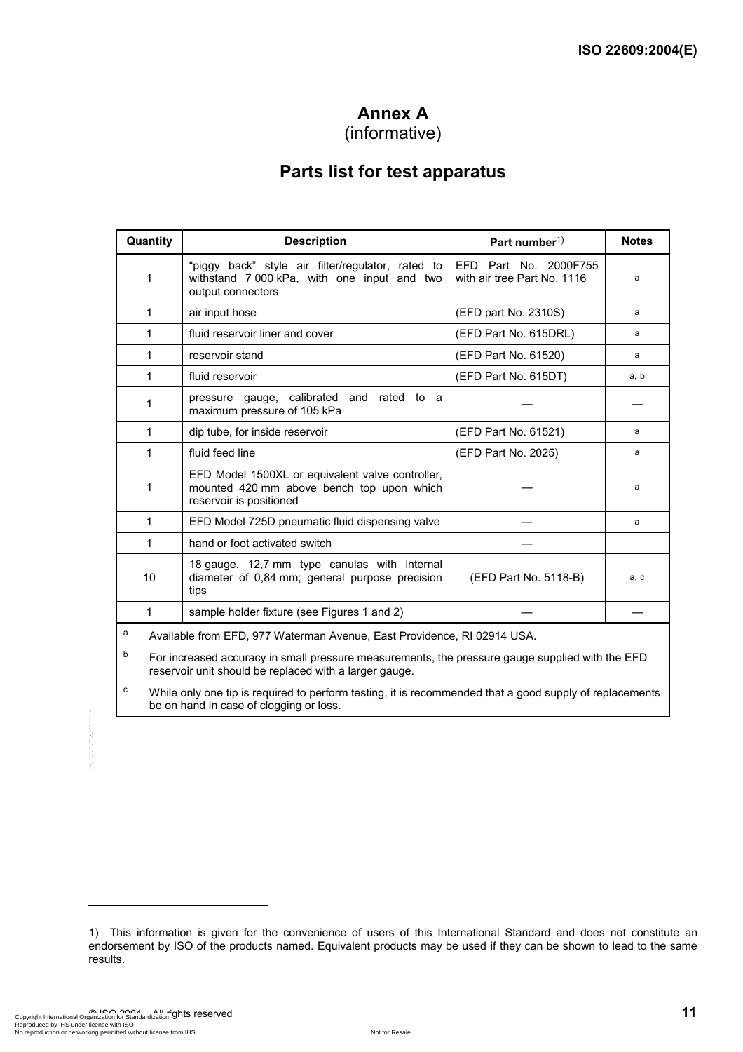# Annex A
(informative)

# Parts list for test apparatus

| Quantity | Description | Part number[1)] | Notes |
|---|---|---|---|
| 1 | "piggy back" style air filter/regulator, rated to withstand 7 000 kPa, with one input and two output connectors | EFD Part No. 2000F755 with air tree Part No. 1116 | a |
| 1 | air input hose | (EFD part No. 2310S) | a |
| 1 | fluid reservoir liner and cover | (EFD Part No. 615DRL) | a |
| 1 | reservoir stand | (EFD Part No. 61520) | a |
| 1 | fluid reservoir | (EFD Part No. 615DT) | a, b |
| 1 | pressure gauge, calibrated and rated to a maximum pressure of 105 kPa | — | — |
| 1 | dip tube, for inside reservoir | (EFD Part No. 61521) | a |
| 1 | fluid feed line | (EFD Part No. 2025) | a |
| 1 | EFD Model 1500XL or equivalent valve controller, mounted 420 mm above bench top upon which reservoir is positioned | — | a |
| 1 | EFD Model 725D pneumatic fluid dispensing valve | — | a |
| 1 | hand or foot activated switch | — | |
| 10 | 18 gauge, 12,7 mm type canulas with internal diameter of 0,84 mm; general purpose precision tips | (EFD Part No. 5118-B) | a, c |
| 1 | sample holder fixture (see Figures 1 and 2) | — | — |

[a] Available from EFD, 977 Waterman Avenue, East Providence, RI 02914 USA.

[b] For increased accuracy in small pressure measurements, the pressure gauge supplied with the EFD reservoir unit should be replaced with a larger gauge.

[c] While only one tip is required to perform testing, it is recommended that a good supply of replacements be on hand in case of clogging or loss.

1) This information is given for the convenience of users of this International Standard and does not constitute an endorsement by ISO of the products named. Equivalent products may be used if they can be shown to lead to the same results.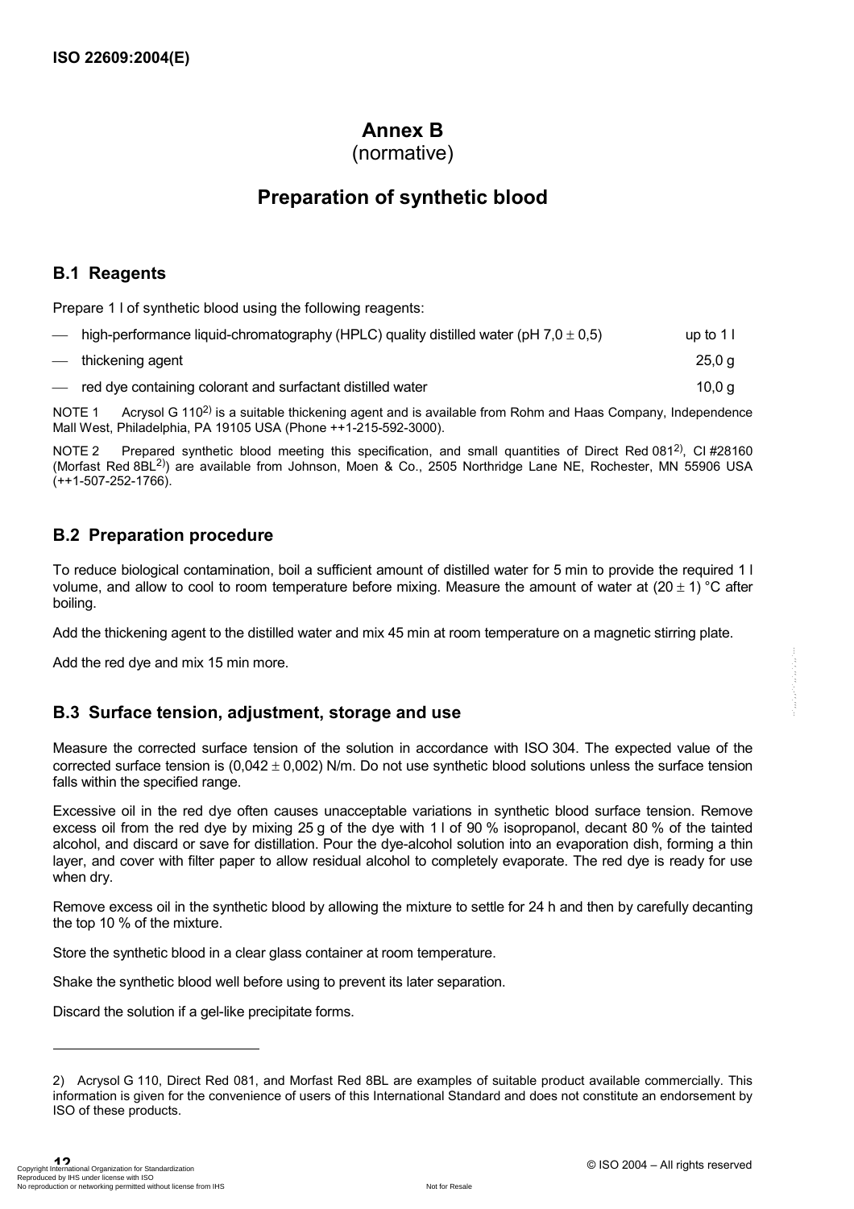# Annex B
(normative)

# Preparation of synthetic blood

## B.1 Reagents

Prepare 1 l of synthetic blood using the following reagents:

| | |
|---|---|
| — high-performance liquid-chromatography (HPLC) quality distilled water (pH 7,0 ± 0,5) | up to 1 l |
| — thickening agent | 25,0 g |
| — red dye containing colorant and surfactant distilled water | 10,0 g |

NOTE 1 Acrysol G 110[2)] is a suitable thickening agent and is available from Rohm and Haas Company, Independence Mall West, Philadelphia, PA 19105 USA (Phone ++1-215-592-3000).

NOTE 2 Prepared synthetic blood meeting this specification, and small quantities of Direct Red 081[2)], CI #28160 (Morfast Red 8BL[2)]) are available from Johnson, Moen & Co., 2505 Northridge Lane NE, Rochester, MN 55906 USA (++1-507-252-1766).

## B.2 Preparation procedure

To reduce biological contamination, boil a sufficient amount of distilled water for 5 min to provide the required 1 l volume, and allow to cool to room temperature before mixing. Measure the amount of water at (20 ± 1) °C after boiling.

Add the thickening agent to the distilled water and mix 45 min at room temperature on a magnetic stirring plate.

Add the red dye and mix 15 min more.

## B.3 Surface tension, adjustment, storage and use

Measure the corrected surface tension of the solution in accordance with ISO 304. The expected value of the corrected surface tension is (0,042 ± 0,002) N/m. Do not use synthetic blood solutions unless the surface tension falls within the specified range.

Excessive oil in the red dye often causes unacceptable variations in synthetic blood surface tension. Remove excess oil from the red dye by mixing 25 g of the dye with 1 l of 90 % isopropanol, decant 80 % of the tainted alcohol, and discard or save for distillation. Pour the dye-alcohol solution into an evaporation dish, forming a thin layer, and cover with filter paper to allow residual alcohol to completely evaporate. The red dye is ready for use when dry.

Remove excess oil in the synthetic blood by allowing the mixture to settle for 24 h and then by carefully decanting the top 10 % of the mixture.

Store the synthetic blood in a clear glass container at room temperature.

Shake the synthetic blood well before using to prevent its later separation.

Discard the solution if a gel-like precipitate forms.

---

2) Acrysol G 110, Direct Red 081, and Morfast Red 8BL are examples of suitable product available commercially. This information is given for the convenience of users of this International Standard and does not constitute an endorsement by ISO of these products.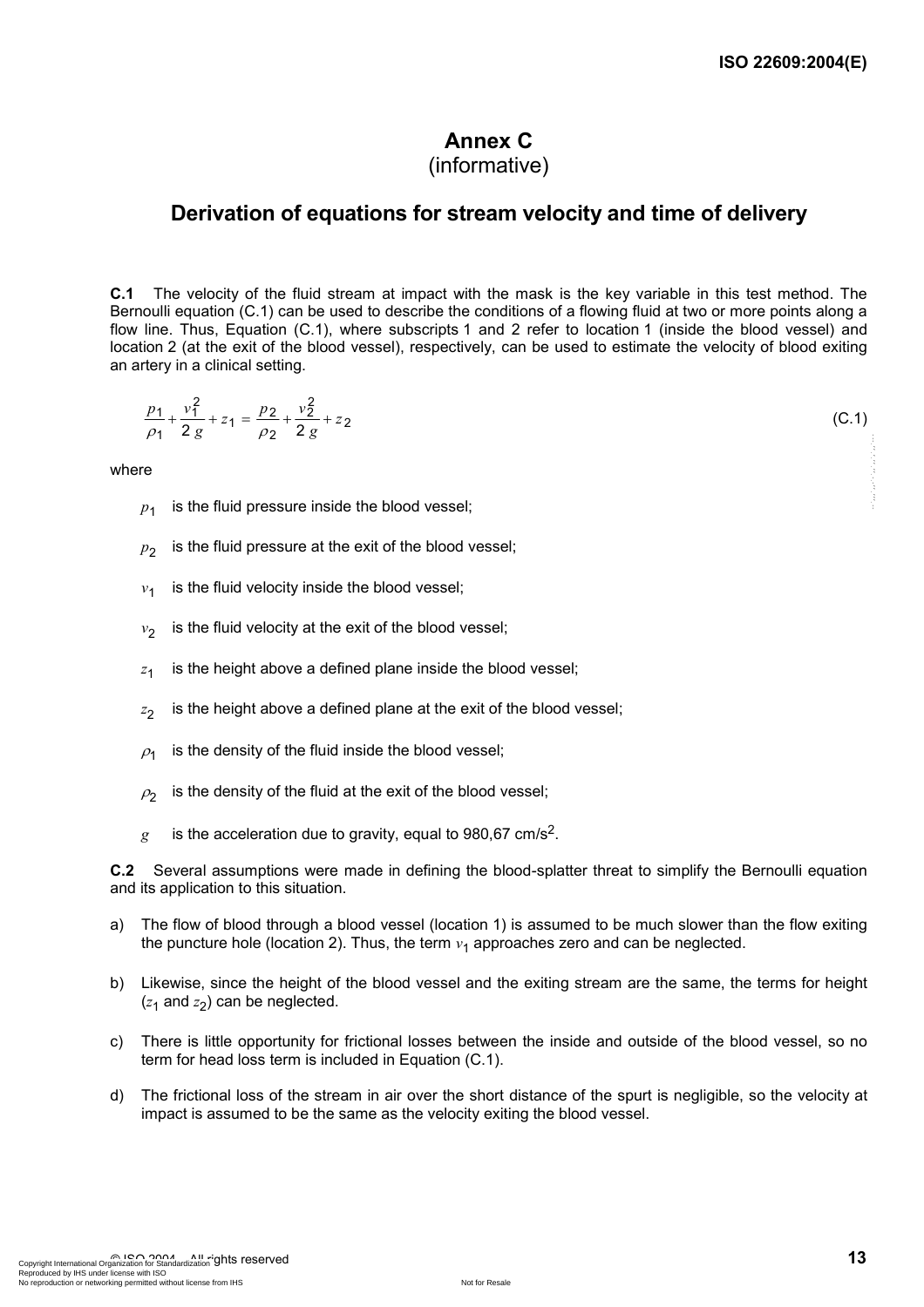# Annex C
(informative)

## Derivation of equations for stream velocity and time of delivery

**C.1** The velocity of the fluid stream at impact with the mask is the key variable in this test method. The Bernoulli equation (C.1) can be used to describe the conditions of a flowing fluid at two or more points along a flow line. Thus, Equation (C.1), where subscripts 1 and 2 refer to location 1 (inside the blood vessel) and location 2 (at the exit of the blood vessel), respectively, can be used to estimate the velocity of blood exiting an artery in a clinical setting.

$$\frac{p_1}{\rho_1} + \frac{v_1^2}{2\,g} + z_1 = \frac{p_2}{\rho_2} + \frac{v_2^2}{2\,g} + z_2 \qquad \text{(C.1)}$$

where

- $p_1$ is the fluid pressure inside the blood vessel;
- $p_2$ is the fluid pressure at the exit of the blood vessel;
- $v_1$ is the fluid velocity inside the blood vessel;
- $v_2$ is the fluid velocity at the exit of the blood vessel;
- $z_1$ is the height above a defined plane inside the blood vessel;
- $z_2$ is the height above a defined plane at the exit of the blood vessel;
- $\rho_1$ is the density of the fluid inside the blood vessel;
- $\rho_2$ is the density of the fluid at the exit of the blood vessel;
- $g$ is the acceleration due to gravity, equal to 980,67 cm/s$^2$.

**C.2** Several assumptions were made in defining the blood-splatter threat to simplify the Bernoulli equation and its application to this situation.

a) The flow of blood through a blood vessel (location 1) is assumed to be much slower than the flow exiting the puncture hole (location 2). Thus, the term $v_1$ approaches zero and can be neglected.

b) Likewise, since the height of the blood vessel and the exiting stream are the same, the terms for height ($z_1$ and $z_2$) can be neglected.

c) There is little opportunity for frictional losses between the inside and outside of the blood vessel, so no term for head loss term is included in Equation (C.1).

d) The frictional loss of the stream in air over the short distance of the spurt is negligible, so the velocity at impact is assumed to be the same as the velocity exiting the blood vessel.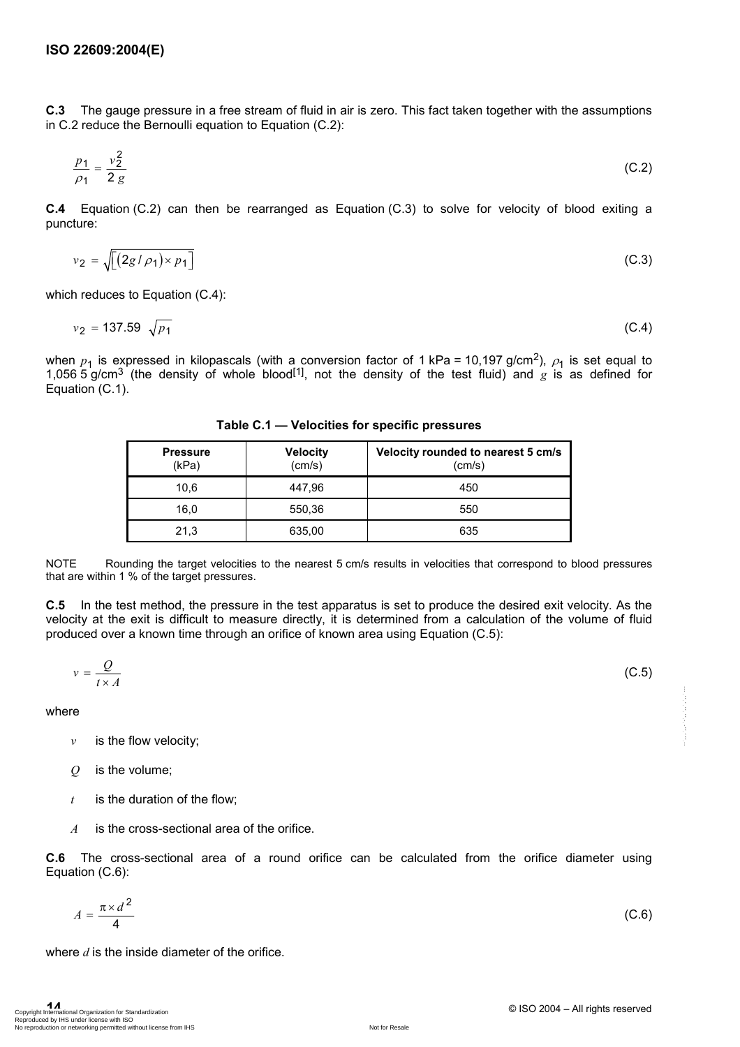**C.3** The gauge pressure in a free stream of fluid in air is zero. This fact taken together with the assumptions in C.2 reduce the Bernoulli equation to Equation (C.2):

$$\frac{p_1}{\rho_1} = \frac{v_2^2}{2\,g} \tag{C.2}$$

**C.4** Equation (C.2) can then be rearranged as Equation (C.3) to solve for velocity of blood exiting a puncture:

$$v_2 = \sqrt{\left[(2g/\rho_1) \times p_1\right]} \tag{C.3}$$

which reduces to Equation (C.4):

$$v_2 = 137.59 \; \sqrt{p_1} \tag{C.4}$$

when $p_1$ is expressed in kilopascals (with a conversion factor of 1 kPa = 10,197 g/cm$^2$), $\rho_1$ is set equal to 1,056 5 g/cm$^3$ (the density of whole blood[1], not the density of the test fluid) and $g$ is as defined for Equation (C.1).

**Table C.1 — Velocities for specific pressures**

| Pressure (kPa) | Velocity (cm/s) | Velocity rounded to nearest 5 cm/s (cm/s) |
|---|---|---|
| 10,6 | 447,96 | 450 |
| 16,0 | 550,36 | 550 |
| 21,3 | 635,00 | 635 |

NOTE Rounding the target velocities to the nearest 5 cm/s results in velocities that correspond to blood pressures that are within 1 % of the target pressures.

**C.5** In the test method, the pressure in the test apparatus is set to produce the desired exit velocity. As the velocity at the exit is difficult to measure directly, it is determined from a calculation of the volume of fluid produced over a known time through an orifice of known area using Equation (C.5):

$$v = \frac{Q}{t \times A} \tag{C.5}$$

where

- $v$ is the flow velocity;
- $Q$ is the volume;
- $t$ is the duration of the flow;
- $A$ is the cross-sectional area of the orifice.

**C.6** The cross-sectional area of a round orifice can be calculated from the orifice diameter using Equation (C.6):

$$A = \frac{\pi \times d^2}{4} \tag{C.6}$$

where $d$ is the inside diameter of the orifice.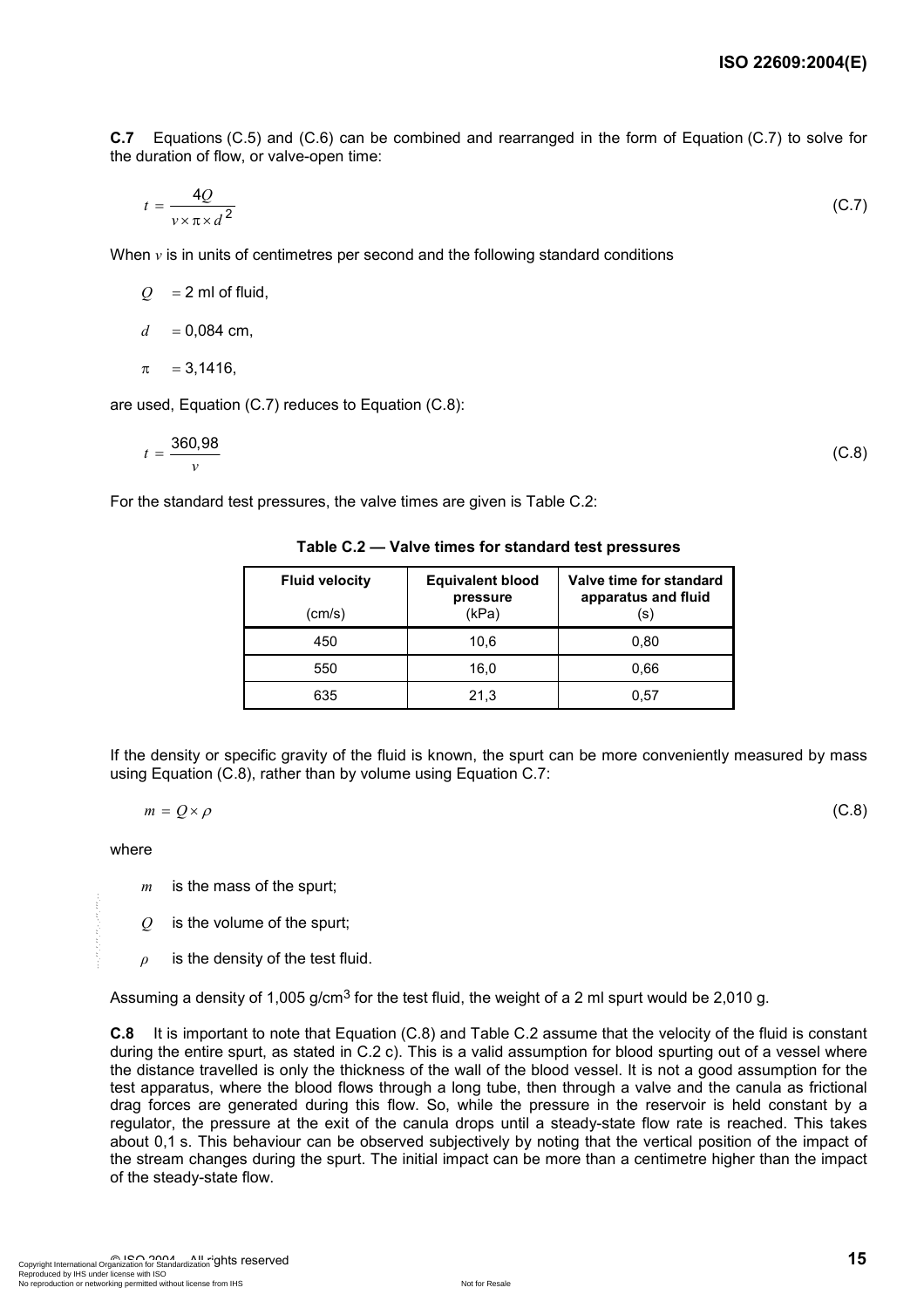**C.7** Equations (C.5) and (C.6) can be combined and rearranged in the form of Equation (C.7) to solve for the duration of flow, or valve-open time:

$$t = \frac{4Q}{v \times \pi \times d^2} \tag{C.7}$$

When $v$ is in units of centimetres per second and the following standard conditions

$Q$ = 2 ml of fluid,

$d$ = 0,084 cm,

$\pi$ = 3,1416,

are used, Equation (C.7) reduces to Equation (C.8):

$$t = \frac{360{,}98}{v} \tag{C.8}$$

For the standard test pressures, the valve times are given is Table C.2:

**Table C.2 — Valve times for standard test pressures**

| Fluid velocity (cm/s) | Equivalent blood pressure (kPa) | Valve time for standard apparatus and fluid (s) |
|---|---|---|
| 450 | 10,6 | 0,80 |
| 550 | 16,0 | 0,66 |
| 635 | 21,3 | 0,57 |

If the density or specific gravity of the fluid is known, the spurt can be more conveniently measured by mass using Equation (C.8), rather than by volume using Equation C.7:

$$m = Q \times \rho \tag{C.8}$$

where

$m$ is the mass of the spurt;

$Q$ is the volume of the spurt;

$\rho$ is the density of the test fluid.

Assuming a density of 1,005 g/cm$^3$ for the test fluid, the weight of a 2 ml spurt would be 2,010 g.

**C.8** It is important to note that Equation (C.8) and Table C.2 assume that the velocity of the fluid is constant during the entire spurt, as stated in C.2 c). This is a valid assumption for blood spurting out of a vessel where the distance travelled is only the thickness of the wall of the blood vessel. It is not a good assumption for the test apparatus, where the blood flows through a long tube, then through a valve and the canula as frictional drag forces are generated during this flow. So, while the pressure in the reservoir is held constant by a regulator, the pressure at the exit of the canula drops until a steady-state flow rate is reached. This takes about 0,1 s. This behaviour can be observed subjectively by noting that the vertical position of the impact of the stream changes during the spurt. The initial impact can be more than a centimetre higher than the impact of the steady-state flow.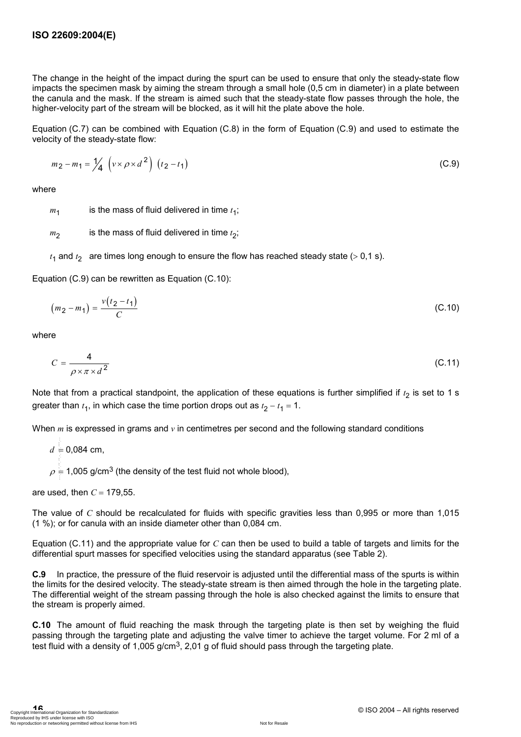The change in the height of the impact during the spurt can be used to ensure that only the steady-state flow impacts the specimen mask by aiming the stream through a small hole (0,5 cm in diameter) in a plate between the canula and the mask. If the stream is aimed such that the steady-state flow passes through the hole, the higher-velocity part of the stream will be blocked, as it will hit the plate above the hole.

Equation (C.7) can be combined with Equation (C.8) in the form of Equation (C.9) and used to estimate the velocity of the steady-state flow:

$$m_2 - m_1 = \frac{1}{4}\left(v \times \rho \times d^2\right)\left(t_2 - t_1\right) \tag{C.9}$$

where

$m_1$ is the mass of fluid delivered in time $t_1$;

$m_2$ is the mass of fluid delivered in time $t_2$;

$t_1$ and $t_2$ are times long enough to ensure the flow has reached steady state ($> 0,1$ s).

Equation (C.9) can be rewritten as Equation (C.10):

$$\left(m_2 - m_1\right) = \frac{v\left(t_2 - t_1\right)}{C} \tag{C.10}$$

where

$$C = \frac{4}{\rho \times \pi \times d^2} \tag{C.11}$$

Note that from a practical standpoint, the application of these equations is further simplified if $t_2$ is set to 1 s greater than $t_1$, in which case the time portion drops out as $t_2 - t_1 = 1$.

When $m$ is expressed in grams and $v$ in centimetres per second and the following standard conditions

$d = 0{,}084$ cm,

$\rho = 1{,}005$ g/cm$^3$ (the density of the test fluid not whole blood),

are used, then $C = 179{,}55$.

The value of $C$ should be recalculated for fluids with specific gravities less than 0,995 or more than 1,015 (1 %); or for canula with an inside diameter other than 0,084 cm.

Equation (C.11) and the appropriate value for $C$ can then be used to build a table of targets and limits for the differential spurt masses for specified velocities using the standard apparatus (see Table 2).

**C.9** In practice, the pressure of the fluid reservoir is adjusted until the differential mass of the spurts is within the limits for the desired velocity. The steady-state stream is then aimed through the hole in the targeting plate. The differential weight of the stream passing through the hole is also checked against the limits to ensure that the stream is properly aimed.

**C.10** The amount of fluid reaching the mask through the targeting plate is then set by weighing the fluid passing through the targeting plate and adjusting the valve timer to achieve the target volume. For 2 ml of a test fluid with a density of 1,005 g/cm$^3$, 2,01 g of fluid should pass through the targeting plate.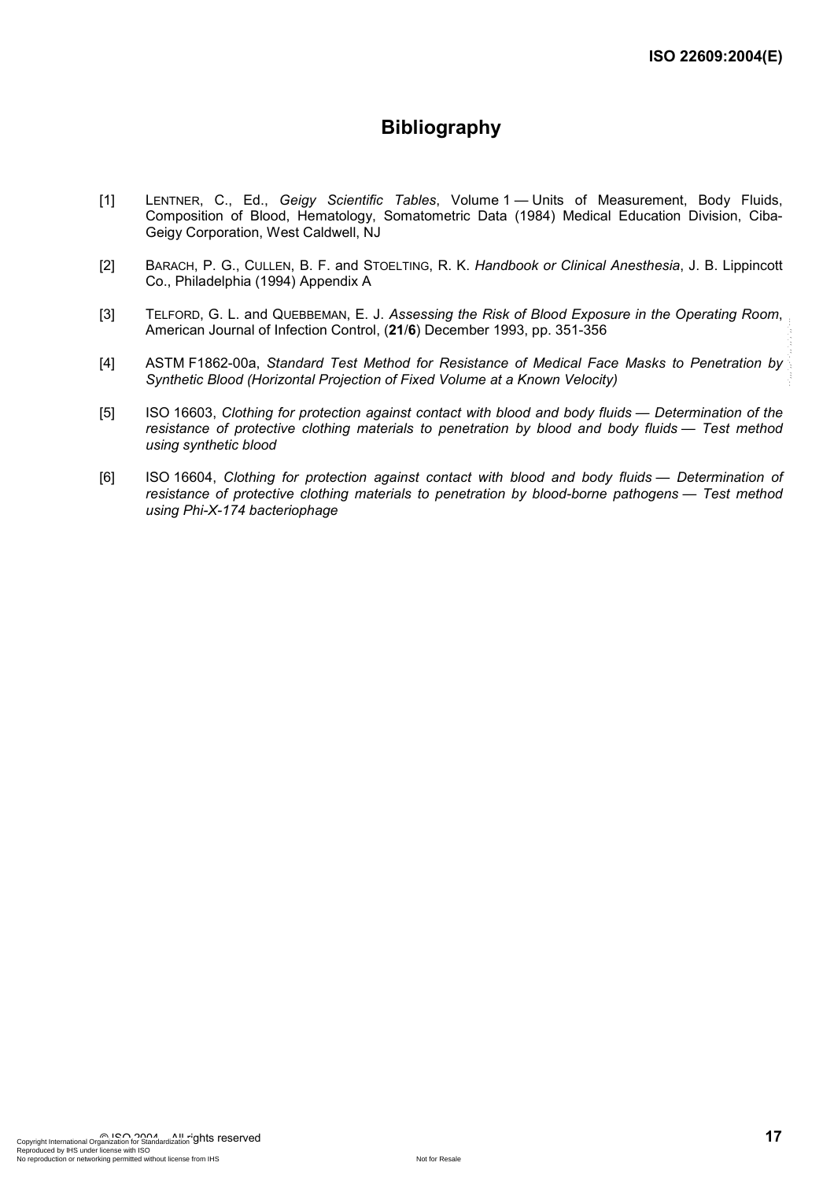# Bibliography

[1] LENTNER, C., Ed., *Geigy Scientific Tables*, Volume 1 — Units of Measurement, Body Fluids, Composition of Blood, Hematology, Somatometric Data (1984) Medical Education Division, Ciba-Geigy Corporation, West Caldwell, NJ

[2] BARACH, P. G., CULLEN, B. F. and STOELTING, R. K. *Handbook or Clinical Anesthesia*, J. B. Lippincott Co., Philadelphia (1994) Appendix A

[3] TELFORD, G. L. and QUEBBEMAN, E. J. *Assessing the Risk of Blood Exposure in the Operating Room*, American Journal of Infection Control, (**21**/**6**) December 1993, pp. 351-356

[4] ASTM F1862-00a, *Standard Test Method for Resistance of Medical Face Masks to Penetration by Synthetic Blood (Horizontal Projection of Fixed Volume at a Known Velocity)*

[5] ISO 16603, *Clothing for protection against contact with blood and body fluids — Determination of the resistance of protective clothing materials to penetration by blood and body fluids — Test method using synthetic blood*

[6] ISO 16604, *Clothing for protection against contact with blood and body fluids — Determination of resistance of protective clothing materials to penetration by blood-borne pathogens — Test method using Phi-X-174 bacteriophage*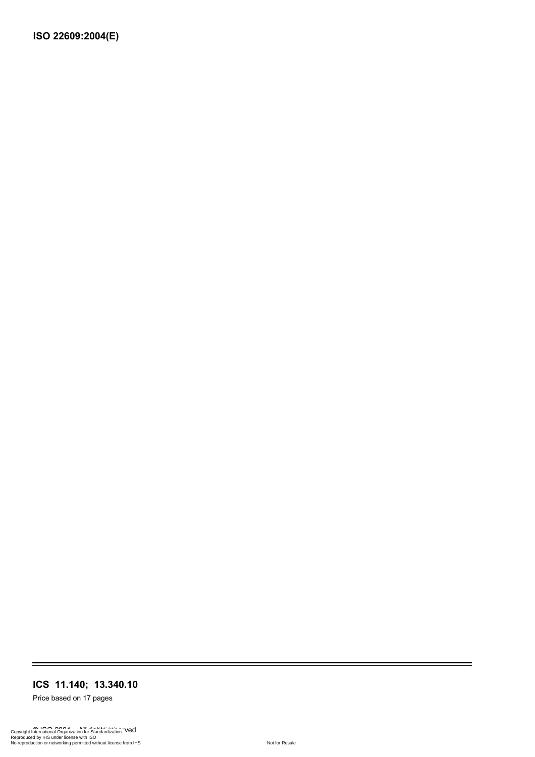ICS 11.140; 13.340.10

Price based on 17 pages